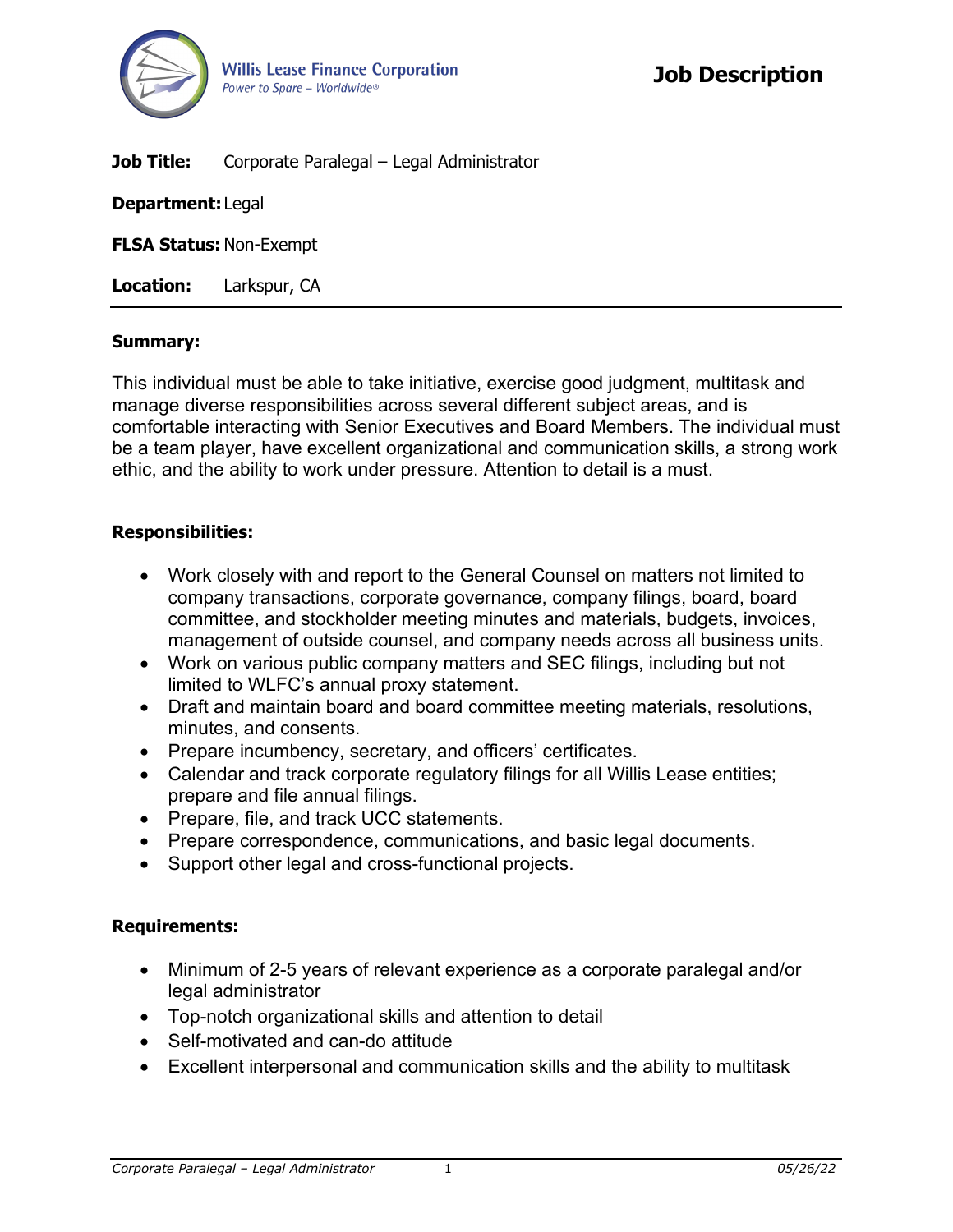Willis Lease Finance Corporation
*Power to Spare – Worldwide®*

# Job Description

**Job Title:** Corporate Paralegal – Legal Administrator

**Department:** Legal

**FLSA Status:** Non-Exempt

**Location:** Larkspur, CA

---

**Summary:**

This individual must be able to take initiative, exercise good judgment, multitask and manage diverse responsibilities across several different subject areas, and is comfortable interacting with Senior Executives and Board Members. The individual must be a team player, have excellent organizational and communication skills, a strong work ethic, and the ability to work under pressure. Attention to detail is a must.

**Responsibilities:**

- Work closely with and report to the General Counsel on matters not limited to company transactions, corporate governance, company filings, board, board committee, and stockholder meeting minutes and materials, budgets, invoices, management of outside counsel, and company needs across all business units.
- Work on various public company matters and SEC filings, including but not limited to WLFC's annual proxy statement.
- Draft and maintain board and board committee meeting materials, resolutions, minutes, and consents.
- Prepare incumbency, secretary, and officers' certificates.
- Calendar and track corporate regulatory filings for all Willis Lease entities; prepare and file annual filings.
- Prepare, file, and track UCC statements.
- Prepare correspondence, communications, and basic legal documents.
- Support other legal and cross-functional projects.

**Requirements:**

- Minimum of 2-5 years of relevant experience as a corporate paralegal and/or legal administrator
- Top-notch organizational skills and attention to detail
- Self-motivated and can-do attitude
- Excellent interpersonal and communication skills and the ability to multitask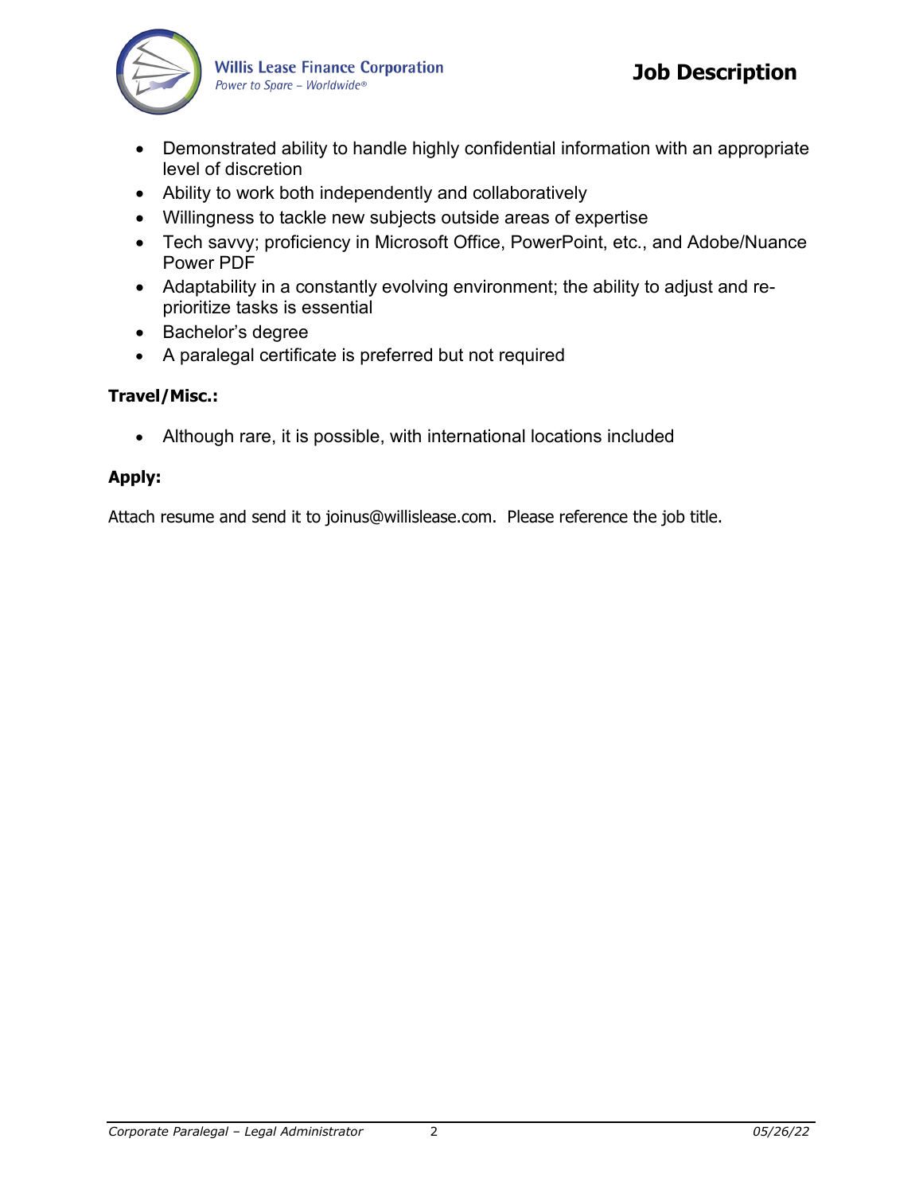- Demonstrated ability to handle highly confidential information with an appropriate level of discretion
- Ability to work both independently and collaboratively
- Willingness to tackle new subjects outside areas of expertise
- Tech savvy; proficiency in Microsoft Office, PowerPoint, etc., and Adobe/Nuance Power PDF
- Adaptability in a constantly evolving environment; the ability to adjust and re-prioritize tasks is essential
- Bachelor's degree
- A paralegal certificate is preferred but not required

**Travel/Misc.:**

- Although rare, it is possible, with international locations included

**Apply:**

Attach resume and send it to joinus@willislease.com. Please reference the job title.